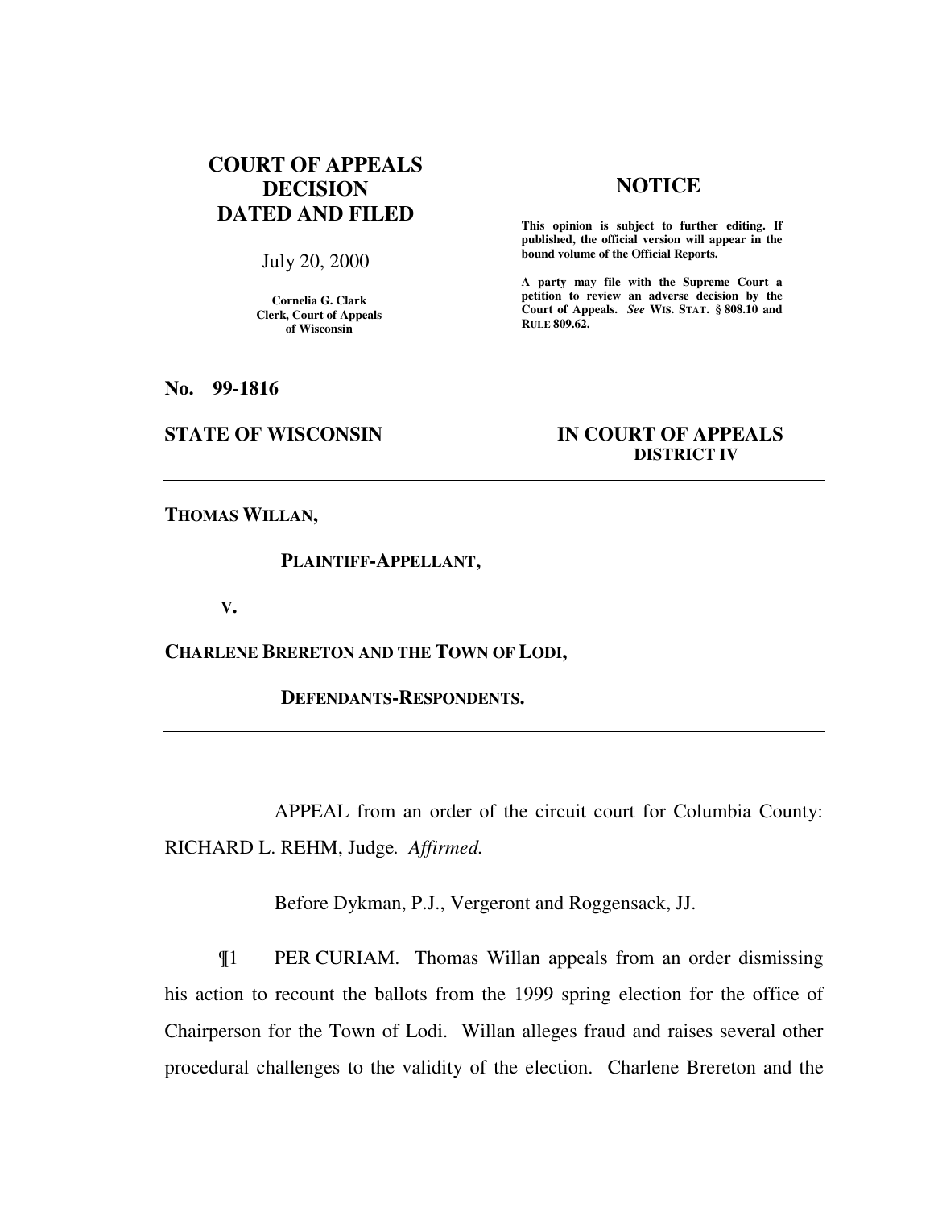**COURT OF APPEALS DECISION DATED AND FILED**

July 20, 2000

**Cornelia G. Clark**
**Clerk, Court of Appeals of Wisconsin**

## NOTICE

**This opinion is subject to further editing. If published, the official version will appear in the bound volume of the Official Reports.**

**A party may file with the Supreme Court a petition to review an adverse decision by the Court of Appeals.** ***See*** **WIS. STAT. § 808.10 and RULE 809.62.**

**No. 99-1816**

**STATE OF WISCONSIN** **IN COURT OF APPEALS**
**DISTRICT IV**

---

**THOMAS WILLAN,**

**PLAINTIFF-APPELLANT,**

**V.**

**CHARLENE BRERETON AND THE TOWN OF LODI,**

**DEFENDANTS-RESPONDENTS.**

---

APPEAL from an order of the circuit court for Columbia County: RICHARD L. REHM, Judge. *Affirmed.*

Before Dykman, P.J., Vergeront and Roggensack, JJ.

¶1 PER CURIAM. Thomas Willan appeals from an order dismissing his action to recount the ballots from the 1999 spring election for the office of Chairperson for the Town of Lodi. Willan alleges fraud and raises several other procedural challenges to the validity of the election. Charlene Brereton and the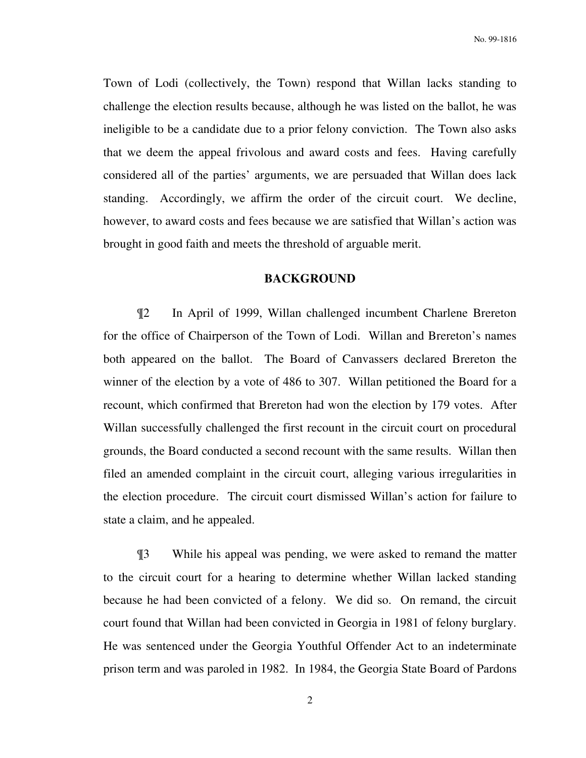Town of Lodi (collectively, the Town) respond that Willan lacks standing to challenge the election results because, although he was listed on the ballot, he was ineligible to be a candidate due to a prior felony conviction. The Town also asks that we deem the appeal frivolous and award costs and fees. Having carefully considered all of the parties' arguments, we are persuaded that Willan does lack standing. Accordingly, we affirm the order of the circuit court. We decline, however, to award costs and fees because we are satisfied that Willan's action was brought in good faith and meets the threshold of arguable merit.

## BACKGROUND

¶2 In April of 1999, Willan challenged incumbent Charlene Brereton for the office of Chairperson of the Town of Lodi. Willan and Brereton's names both appeared on the ballot. The Board of Canvassers declared Brereton the winner of the election by a vote of 486 to 307. Willan petitioned the Board for a recount, which confirmed that Brereton had won the election by 179 votes. After Willan successfully challenged the first recount in the circuit court on procedural grounds, the Board conducted a second recount with the same results. Willan then filed an amended complaint in the circuit court, alleging various irregularities in the election procedure. The circuit court dismissed Willan's action for failure to state a claim, and he appealed.

¶3 While his appeal was pending, we were asked to remand the matter to the circuit court for a hearing to determine whether Willan lacked standing because he had been convicted of a felony. We did so. On remand, the circuit court found that Willan had been convicted in Georgia in 1981 of felony burglary. He was sentenced under the Georgia Youthful Offender Act to an indeterminate prison term and was paroled in 1982. In 1984, the Georgia State Board of Pardons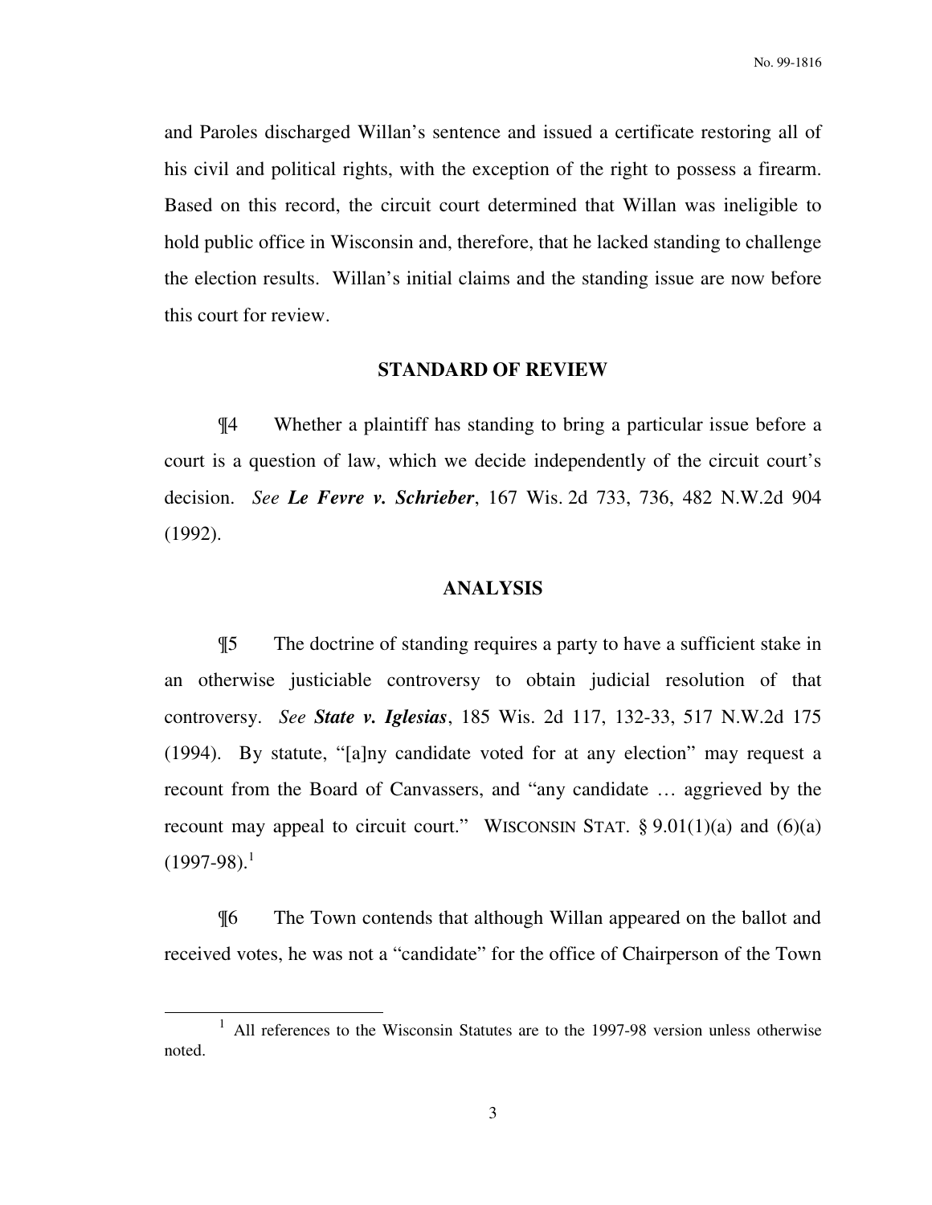and Paroles discharged Willan's sentence and issued a certificate restoring all of his civil and political rights, with the exception of the right to possess a firearm. Based on this record, the circuit court determined that Willan was ineligible to hold public office in Wisconsin and, therefore, that he lacked standing to challenge the election results. Willan's initial claims and the standing issue are now before this court for review.

## STANDARD OF REVIEW

¶4 Whether a plaintiff has standing to bring a particular issue before a court is a question of law, which we decide independently of the circuit court's decision. *See* ***Le Fevre v. Schrieber***, 167 Wis. 2d 733, 736, 482 N.W.2d 904 (1992).

## ANALYSIS

¶5 The doctrine of standing requires a party to have a sufficient stake in an otherwise justiciable controversy to obtain judicial resolution of that controversy. *See* ***State v. Iglesias***, 185 Wis. 2d 117, 132-33, 517 N.W.2d 175 (1994). By statute, "[a]ny candidate voted for at any election" may request a recount from the Board of Canvassers, and "any candidate … aggrieved by the recount may appeal to circuit court." WISCONSIN STAT. § 9.01(1)(a) and (6)(a) (1997-98).[1]

¶6 The Town contends that although Willan appeared on the ballot and received votes, he was not a "candidate" for the office of Chairperson of the Town

---

[1] All references to the Wisconsin Statutes are to the 1997-98 version unless otherwise noted.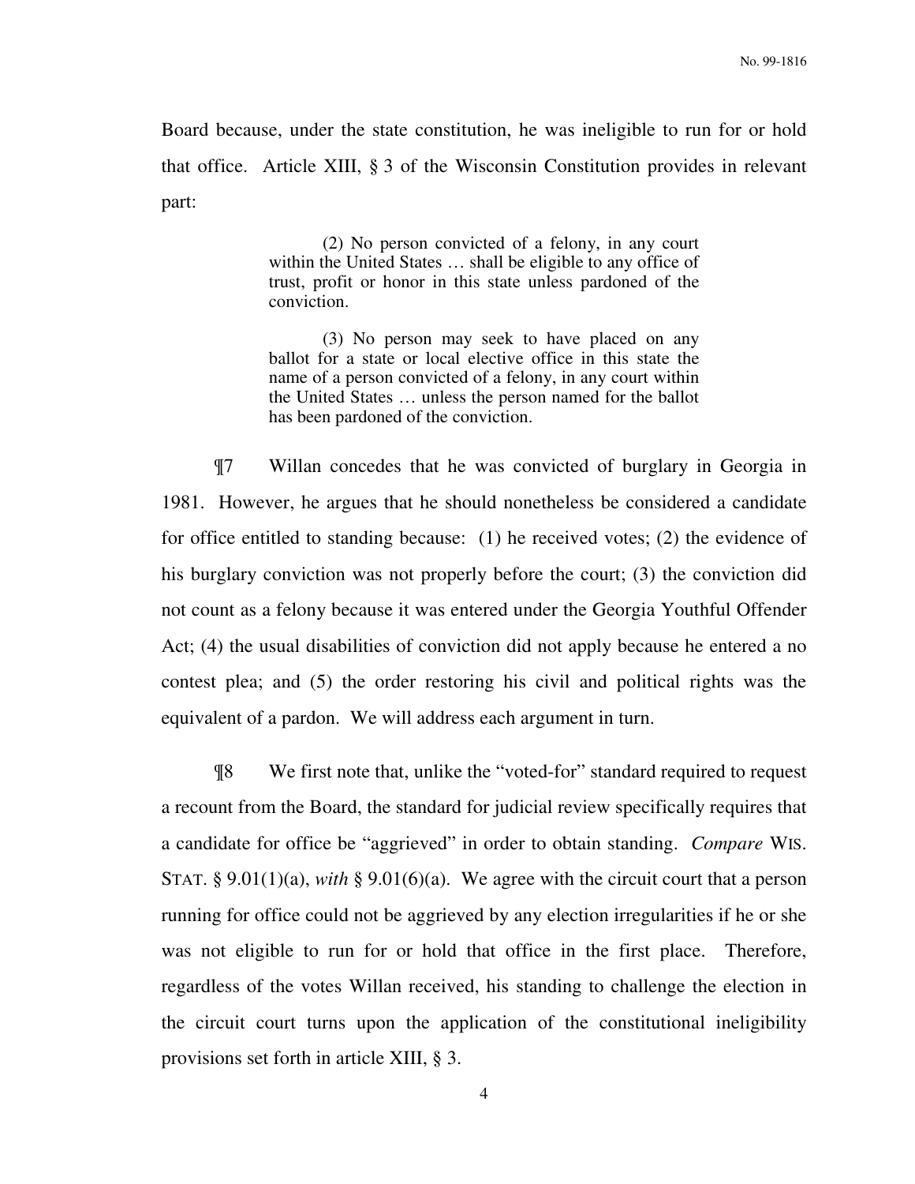Board because, under the state constitution, he was ineligible to run for or hold that office. Article XIII, § 3 of the Wisconsin Constitution provides in relevant part:

> (2) No person convicted of a felony, in any court within the United States … shall be eligible to any office of trust, profit or honor in this state unless pardoned of the conviction.
>
> (3) No person may seek to have placed on any ballot for a state or local elective office in this state the name of a person convicted of a felony, in any court within the United States … unless the person named for the ballot has been pardoned of the conviction.

¶7 Willan concedes that he was convicted of burglary in Georgia in 1981. However, he argues that he should nonetheless be considered a candidate for office entitled to standing because: (1) he received votes; (2) the evidence of his burglary conviction was not properly before the court; (3) the conviction did not count as a felony because it was entered under the Georgia Youthful Offender Act; (4) the usual disabilities of conviction did not apply because he entered a no contest plea; and (5) the order restoring his civil and political rights was the equivalent of a pardon. We will address each argument in turn.

¶8 We first note that, unlike the "voted-for" standard required to request a recount from the Board, the standard for judicial review specifically requires that a candidate for office be "aggrieved" in order to obtain standing. *Compare* WIS. STAT. § 9.01(1)(a), *with* § 9.01(6)(a). We agree with the circuit court that a person running for office could not be aggrieved by any election irregularities if he or she was not eligible to run for or hold that office in the first place. Therefore, regardless of the votes Willan received, his standing to challenge the election in the circuit court turns upon the application of the constitutional ineligibility provisions set forth in article XIII, § 3.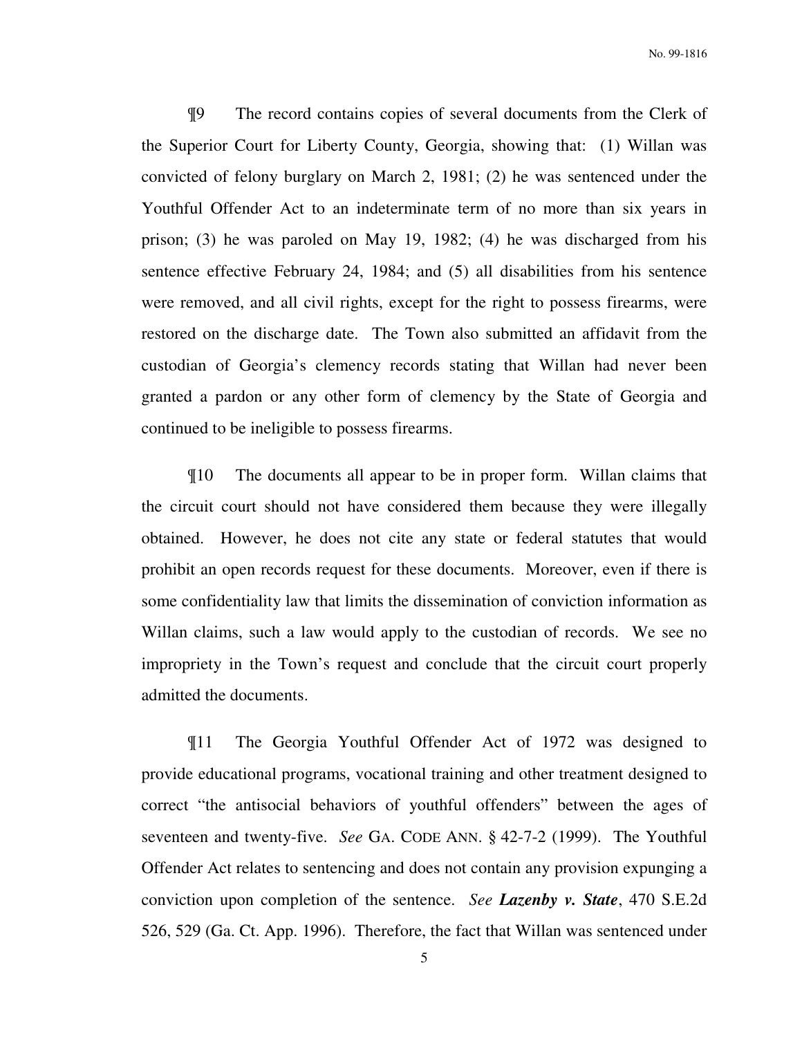¶9 The record contains copies of several documents from the Clerk of the Superior Court for Liberty County, Georgia, showing that: (1) Willan was convicted of felony burglary on March 2, 1981; (2) he was sentenced under the Youthful Offender Act to an indeterminate term of no more than six years in prison; (3) he was paroled on May 19, 1982; (4) he was discharged from his sentence effective February 24, 1984; and (5) all disabilities from his sentence were removed, and all civil rights, except for the right to possess firearms, were restored on the discharge date. The Town also submitted an affidavit from the custodian of Georgia's clemency records stating that Willan had never been granted a pardon or any other form of clemency by the State of Georgia and continued to be ineligible to possess firearms.

¶10 The documents all appear to be in proper form. Willan claims that the circuit court should not have considered them because they were illegally obtained. However, he does not cite any state or federal statutes that would prohibit an open records request for these documents. Moreover, even if there is some confidentiality law that limits the dissemination of conviction information as Willan claims, such a law would apply to the custodian of records. We see no impropriety in the Town's request and conclude that the circuit court properly admitted the documents.

¶11 The Georgia Youthful Offender Act of 1972 was designed to provide educational programs, vocational training and other treatment designed to correct "the antisocial behaviors of youthful offenders" between the ages of seventeen and twenty-five. *See* GA. CODE ANN. § 42-7-2 (1999). The Youthful Offender Act relates to sentencing and does not contain any provision expunging a conviction upon completion of the sentence. *See* ***Lazenby v. State***, 470 S.E.2d 526, 529 (Ga. Ct. App. 1996). Therefore, the fact that Willan was sentenced under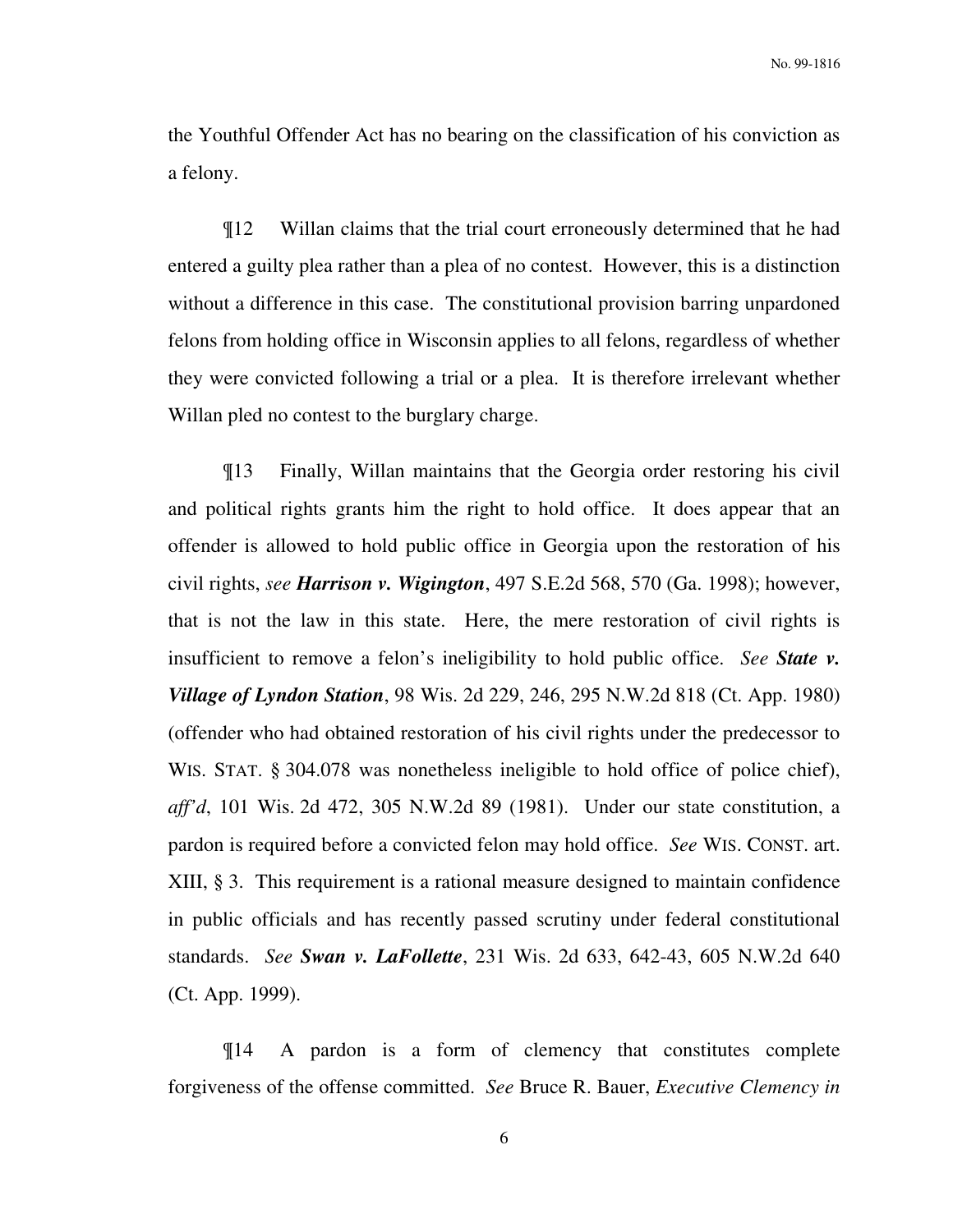the Youthful Offender Act has no bearing on the classification of his conviction as a felony.

¶12 Willan claims that the trial court erroneously determined that he had entered a guilty plea rather than a plea of no contest. However, this is a distinction without a difference in this case. The constitutional provision barring unpardoned felons from holding office in Wisconsin applies to all felons, regardless of whether they were convicted following a trial or a plea. It is therefore irrelevant whether Willan pled no contest to the burglary charge.

¶13 Finally, Willan maintains that the Georgia order restoring his civil and political rights grants him the right to hold office. It does appear that an offender is allowed to hold public office in Georgia upon the restoration of his civil rights, *see* ***Harrison v. Wigington***, 497 S.E.2d 568, 570 (Ga. 1998); however, that is not the law in this state. Here, the mere restoration of civil rights is insufficient to remove a felon's ineligibility to hold public office. *See* ***State v. Village of Lyndon Station***, 98 Wis. 2d 229, 246, 295 N.W.2d 818 (Ct. App. 1980) (offender who had obtained restoration of his civil rights under the predecessor to WIS. STAT. § 304.078 was nonetheless ineligible to hold office of police chief), *aff'd*, 101 Wis. 2d 472, 305 N.W.2d 89 (1981). Under our state constitution, a pardon is required before a convicted felon may hold office. *See* WIS. CONST. art. XIII, § 3. This requirement is a rational measure designed to maintain confidence in public officials and has recently passed scrutiny under federal constitutional standards. *See* ***Swan v. LaFollette***, 231 Wis. 2d 633, 642-43, 605 N.W.2d 640 (Ct. App. 1999).

¶14 A pardon is a form of clemency that constitutes complete forgiveness of the offense committed. *See* Bruce R. Bauer, *Executive Clemency in*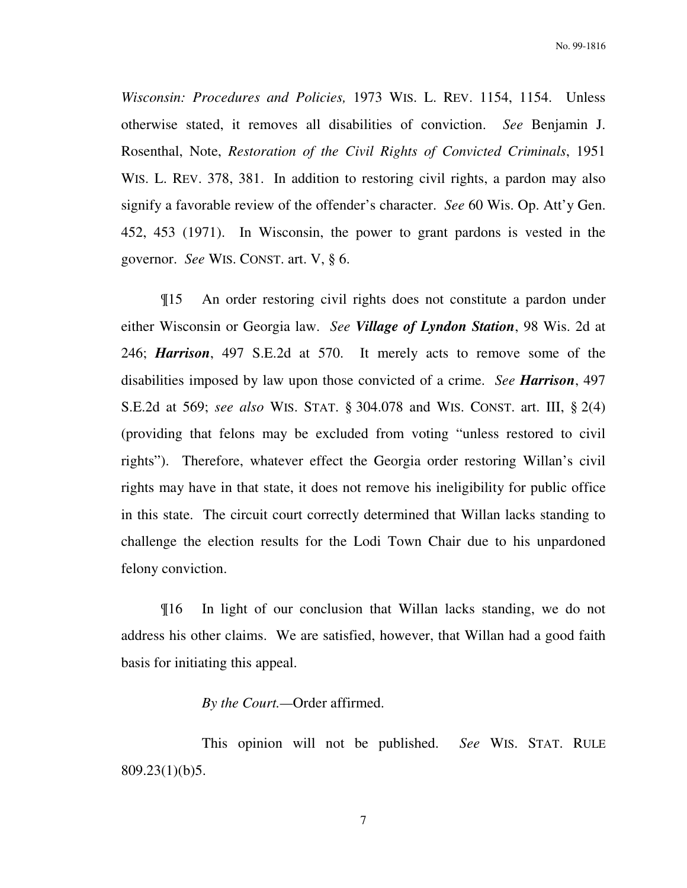*Wisconsin: Procedures and Policies,* 1973 WIS. L. REV. 1154, 1154. Unless otherwise stated, it removes all disabilities of conviction. *See* Benjamin J. Rosenthal, Note, *Restoration of the Civil Rights of Convicted Criminals*, 1951 WIS. L. REV. 378, 381. In addition to restoring civil rights, a pardon may also signify a favorable review of the offender's character. *See* 60 Wis. Op. Att'y Gen. 452, 453 (1971). In Wisconsin, the power to grant pardons is vested in the governor. *See* WIS. CONST. art. V, § 6.

¶15 An order restoring civil rights does not constitute a pardon under either Wisconsin or Georgia law. *See* ***Village of Lyndon Station***, 98 Wis. 2d at 246; ***Harrison***, 497 S.E.2d at 570. It merely acts to remove some of the disabilities imposed by law upon those convicted of a crime. *See* ***Harrison***, 497 S.E.2d at 569; *see also* WIS. STAT. § 304.078 and WIS. CONST. art. III, § 2(4) (providing that felons may be excluded from voting "unless restored to civil rights"). Therefore, whatever effect the Georgia order restoring Willan's civil rights may have in that state, it does not remove his ineligibility for public office in this state. The circuit court correctly determined that Willan lacks standing to challenge the election results for the Lodi Town Chair due to his unpardoned felony conviction.

¶16 In light of our conclusion that Willan lacks standing, we do not address his other claims. We are satisfied, however, that Willan had a good faith basis for initiating this appeal.

*By the Court.*—Order affirmed.

This opinion will not be published. *See* WIS. STAT. RULE 809.23(1)(b)5.